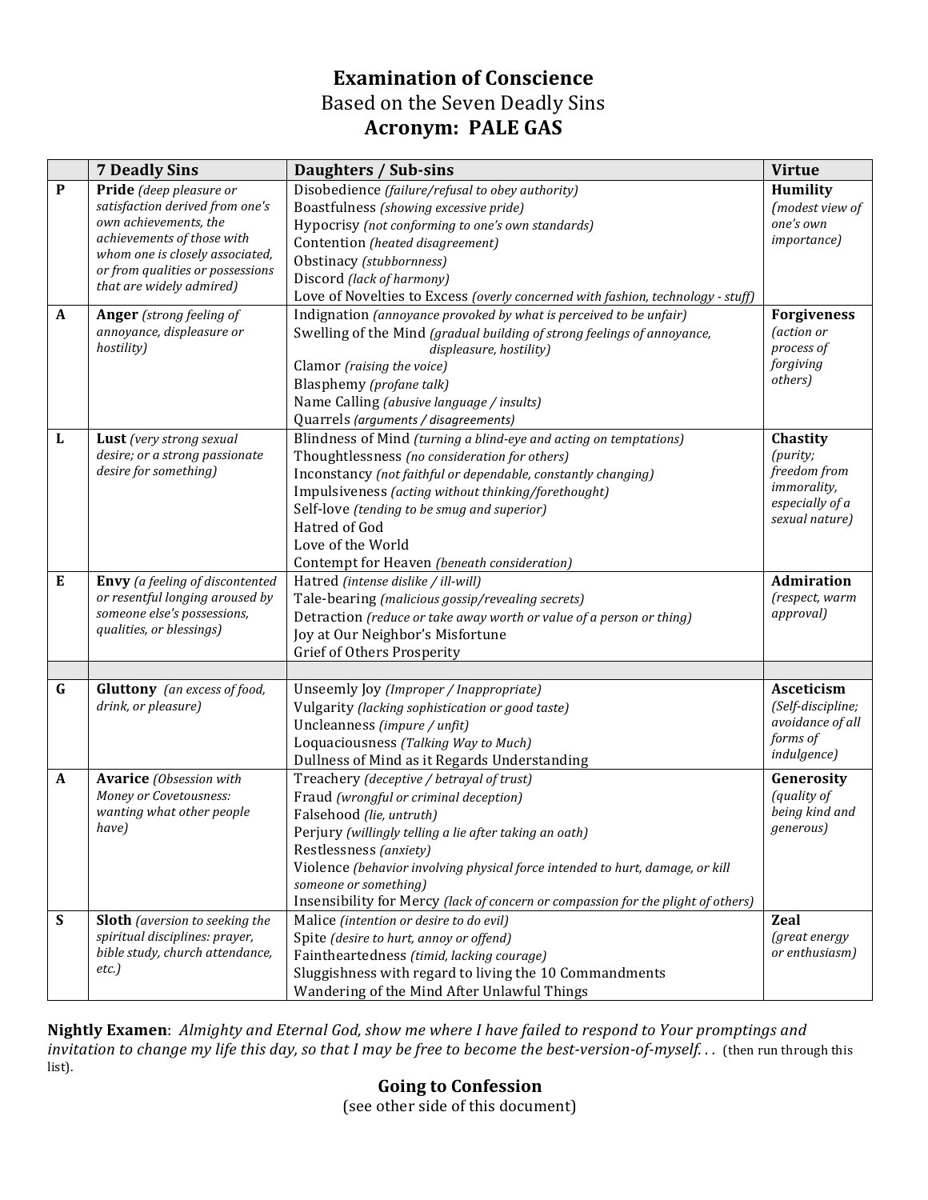# Examination of Conscience

## Based on the Seven Deadly Sins

## Acronym: PALE GAS

| | 7 Deadly Sins | Daughters / Sub-sins | Virtue |
|---|---|---|---|
| **P** | **Pride** *(deep pleasure or satisfaction derived from one's own achievements, the achievements of those with whom one is closely associated, or from qualities or possessions that are widely admired)* | Disobedience *(failure/refusal to obey authority)*<br>Boastfulness *(showing excessive pride)*<br>Hypocrisy *(not conforming to one's own standards)*<br>Contention *(heated disagreement)*<br>Obstinacy *(stubbornness)*<br>Discord *(lack of harmony)*<br>Love of Novelties to Excess *(overly concerned with fashion, technology - stuff)* | **Humility** *(modest view of one's own importance)* |
| **A** | **Anger** *(strong feeling of annoyance, displeasure or hostility)* | Indignation *(annoyance provoked by what is perceived to be unfair)*<br>Swelling of the Mind *(gradual building of strong feelings of annoyance, displeasure, hostility)*<br>Clamor *(raising the voice)*<br>Blasphemy *(profane talk)*<br>Name Calling *(abusive language / insults)*<br>Quarrels *(arguments / disagreements)* | **Forgiveness** *(action or process of forgiving others)* |
| **L** | **Lust** *(very strong sexual desire; or a strong passionate desire for something)* | Blindness of Mind *(turning a blind-eye and acting on temptations)*<br>Thoughtlessness *(no consideration for others)*<br>Inconstancy *(not faithful or dependable, constantly changing)*<br>Impulsiveness *(acting without thinking/forethought)*<br>Self-love *(tending to be smug and superior)*<br>Hatred of God<br>Love of the World<br>Contempt for Heaven *(beneath consideration)* | **Chastity** *(purity; freedom from immorality, especially of a sexual nature)* |
| **E** | **Envy** *(a feeling of discontented or resentful longing aroused by someone else's possessions, qualities, or blessings)* | Hatred *(intense dislike / ill-will)*<br>Tale-bearing *(malicious gossip/revealing secrets)*<br>Detraction *(reduce or take away worth or value of a person or thing)*<br>Joy at Our Neighbor's Misfortune<br>Grief of Others Prosperity | **Admiration** *(respect, warm approval)* |
| | | | |
| **G** | **Gluttony** *(an excess of food, drink, or pleasure)* | Unseemly Joy *(Improper / Inappropriate)*<br>Vulgarity *(lacking sophistication or good taste)*<br>Uncleanness *(impure / unfit)*<br>Loquaciousness *(Talking Way to Much)*<br>Dullness of Mind as it Regards Understanding | **Asceticism** *(Self-discipline; avoidance of all forms of indulgence)* |
| **A** | **Avarice** *(Obsession with Money or Covetousness: wanting what other people have)* | Treachery *(deceptive / betrayal of trust)*<br>Fraud *(wrongful or criminal deception)*<br>Falsehood *(lie, untruth)*<br>Perjury *(willingly telling a lie after taking an oath)*<br>Restlessness *(anxiety)*<br>Violence *(behavior involving physical force intended to hurt, damage, or kill someone or something)*<br>Insensibility for Mercy *(lack of concern or compassion for the plight of others)* | **Generosity** *(quality of being kind and generous)* |
| **S** | **Sloth** *(aversion to seeking the spiritual disciplines: prayer, bible study, church attendance, etc.)* | Malice *(intention or desire to do evil)*<br>Spite *(desire to hurt, annoy or offend)*<br>Faintheartedness *(timid, lacking courage)*<br>Sluggishness with regard to living the 10 Commandments<br>Wandering of the Mind After Unlawful Things | **Zeal** *(great energy or enthusiasm)* |

**Nightly Examen**: *Almighty and Eternal God, show me where I have failed to respond to Your promptings and invitation to change my life this day, so that I may be free to become the best-version-of-myself. . .* (then run through this list).

**Going to Confession**

(see other side of this document)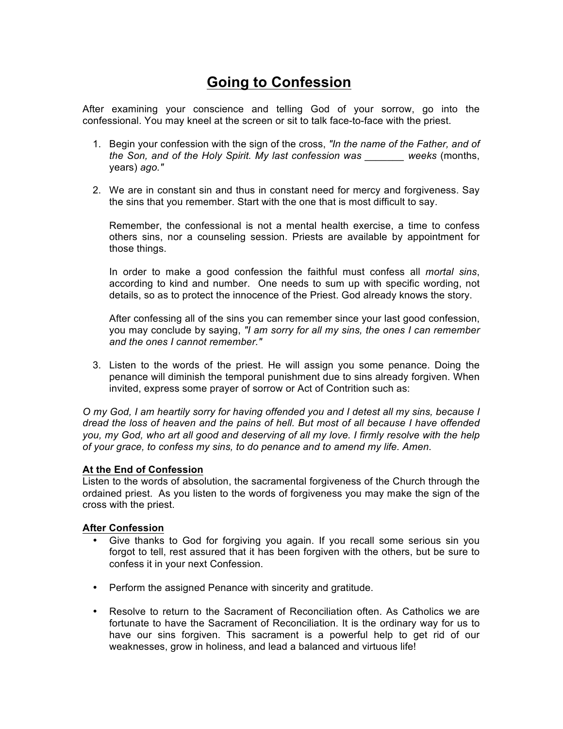# Going to Confession

After examining your conscience and telling God of your sorrow, go into the confessional. You may kneel at the screen or sit to talk face-to-face with the priest.

1. Begin your confession with the sign of the cross, *"In the name of the Father, and of the Son, and of the Holy Spirit. My last confession was _______ weeks* (months, years) *ago."*

2. We are in constant sin and thus in constant need for mercy and forgiveness. Say the sins that you remember. Start with the one that is most difficult to say.

   Remember, the confessional is not a mental health exercise, a time to confess others sins, nor a counseling session. Priests are available by appointment for those things.

   In order to make a good confession the faithful must confess all *mortal sins*, according to kind and number. One needs to sum up with specific wording, not details, so as to protect the innocence of the Priest. God already knows the story.

   After confessing all of the sins you can remember since your last good confession, you may conclude by saying, *"I am sorry for all my sins, the ones I can remember and the ones I cannot remember."*

3. Listen to the words of the priest. He will assign you some penance. Doing the penance will diminish the temporal punishment due to sins already forgiven. When invited, express some prayer of sorrow or Act of Contrition such as:

*O my God, I am heartily sorry for having offended you and I detest all my sins, because I dread the loss of heaven and the pains of hell. But most of all because I have offended you, my God, who art all good and deserving of all my love. I firmly resolve with the help of your grace, to confess my sins, to do penance and to amend my life. Amen.*

**At the End of Confession**

Listen to the words of absolution, the sacramental forgiveness of the Church through the ordained priest. As you listen to the words of forgiveness you may make the sign of the cross with the priest.

**After Confession**

- Give thanks to God for forgiving you again. If you recall some serious sin you forgot to tell, rest assured that it has been forgiven with the others, but be sure to confess it in your next Confession.

- Perform the assigned Penance with sincerity and gratitude.

- Resolve to return to the Sacrament of Reconciliation often. As Catholics we are fortunate to have the Sacrament of Reconciliation. It is the ordinary way for us to have our sins forgiven. This sacrament is a powerful help to get rid of our weaknesses, grow in holiness, and lead a balanced and virtuous life!